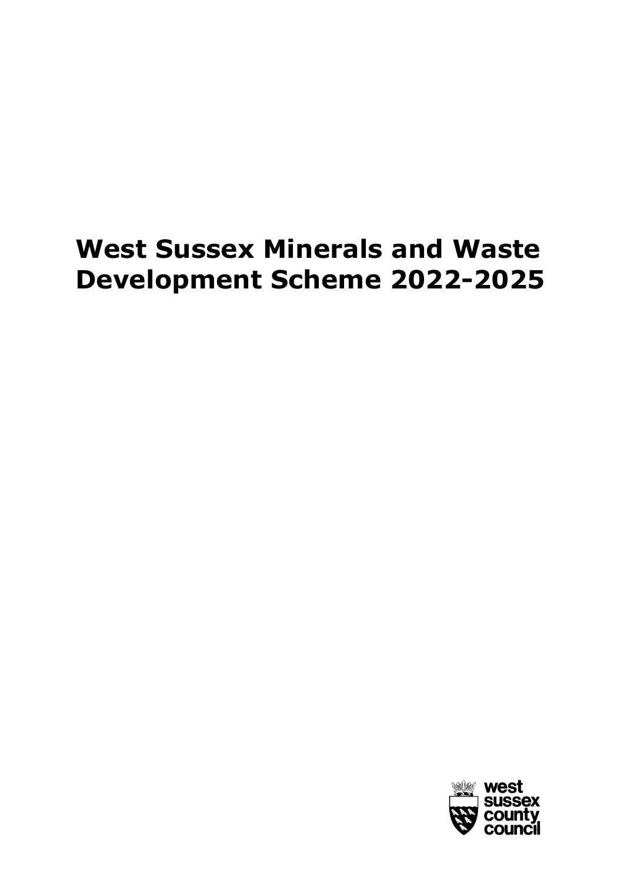# West Sussex Minerals and Waste Development Scheme 2022-2025

west sussex county council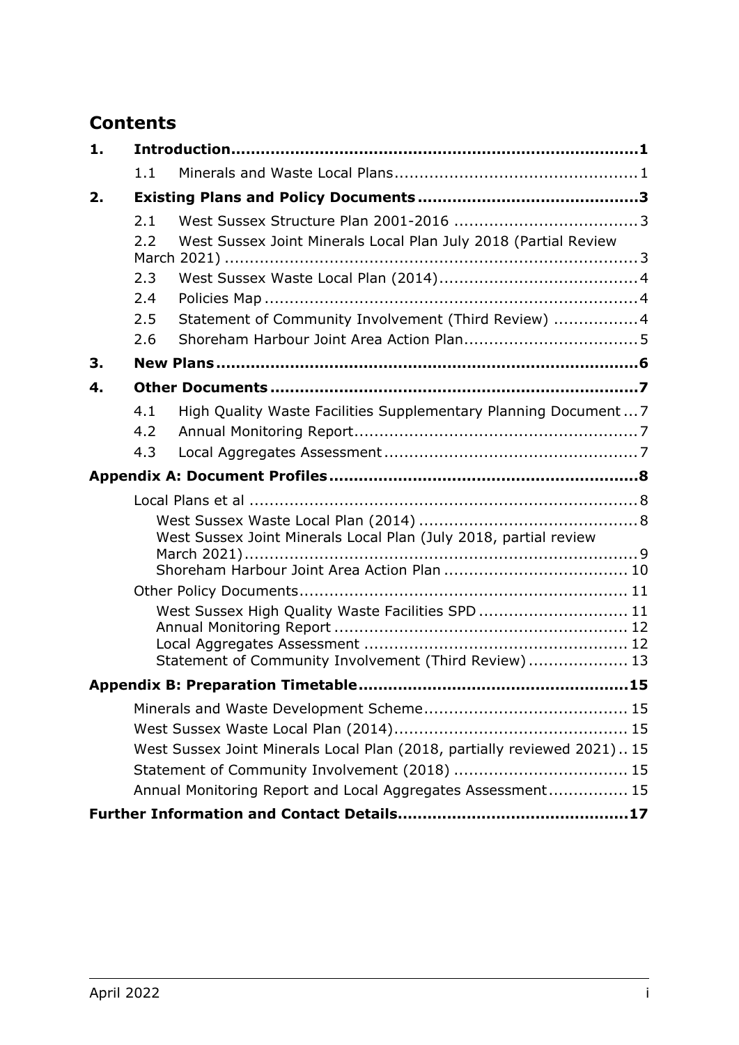## Contents

| | | | |
|---|---|---|---|
| **1.** | **Introduction** | | **1** |
| | 1.1 | Minerals and Waste Local Plans | 1 |
| **2.** | **Existing Plans and Policy Documents** | | **3** |
| | 2.1 | West Sussex Structure Plan 2001-2016 | 3 |
| | 2.2 | West Sussex Joint Minerals Local Plan July 2018 (Partial Review March 2021) | 3 |
| | 2.3 | West Sussex Waste Local Plan (2014) | 4 |
| | 2.4 | Policies Map | 4 |
| | 2.5 | Statement of Community Involvement (Third Review) | 4 |
| | 2.6 | Shoreham Harbour Joint Area Action Plan | 5 |
| **3.** | **New Plans** | | **6** |
| **4.** | **Other Documents** | | **7** |
| | 4.1 | High Quality Waste Facilities Supplementary Planning Document | 7 |
| | 4.2 | Annual Monitoring Report | 7 |
| | 4.3 | Local Aggregates Assessment | 7 |
| **Appendix A: Document Profiles** | | | **8** |
| | Local Plans et al | | 8 |
| | | West Sussex Waste Local Plan (2014) | 8 |
| | | West Sussex Joint Minerals Local Plan (July 2018, partial review March 2021) | 9 |
| | | Shoreham Harbour Joint Area Action Plan | 10 |
| | Other Policy Documents | | 11 |
| | | West Sussex High Quality Waste Facilities SPD | 11 |
| | | Annual Monitoring Report | 12 |
| | | Local Aggregates Assessment | 12 |
| | | Statement of Community Involvement (Third Review) | 13 |
| **Appendix B: Preparation Timetable** | | | **15** |
| | Minerals and Waste Development Scheme | | 15 |
| | West Sussex Waste Local Plan (2014) | | 15 |
| | West Sussex Joint Minerals Local Plan (2018, partially reviewed 2021) | | 15 |
| | Statement of Community Involvement (2018) | | 15 |
| | Annual Monitoring Report and Local Aggregates Assessment | | 15 |
| **Further Information and Contact Details** | | | **17** |

April 2022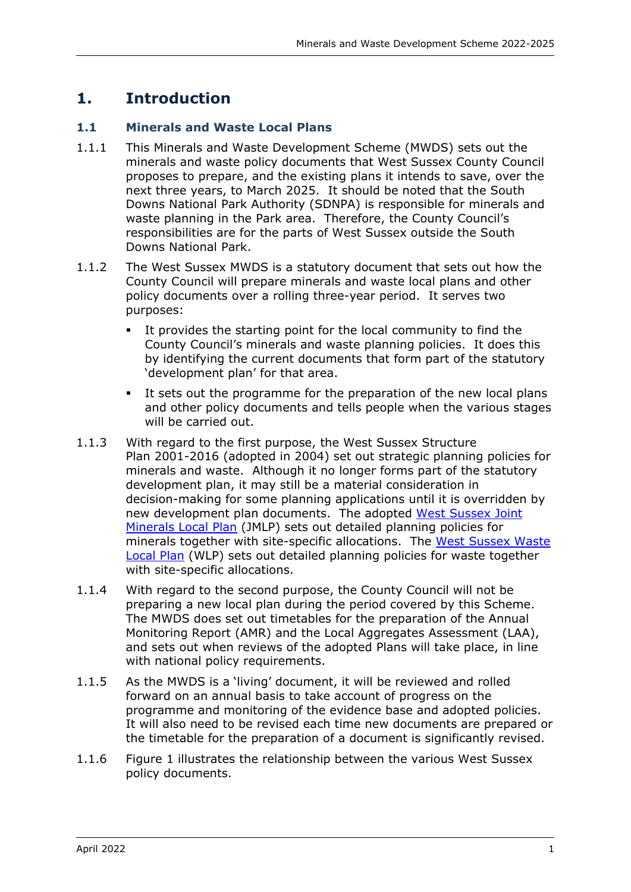# 1. Introduction

## 1.1 Minerals and Waste Local Plans

1.1.1 This Minerals and Waste Development Scheme (MWDS) sets out the minerals and waste policy documents that West Sussex County Council proposes to prepare, and the existing plans it intends to save, over the next three years, to March 2025. It should be noted that the South Downs National Park Authority (SDNPA) is responsible for minerals and waste planning in the Park area. Therefore, the County Council's responsibilities are for the parts of West Sussex outside the South Downs National Park.

1.1.2 The West Sussex MWDS is a statutory document that sets out how the County Council will prepare minerals and waste local plans and other policy documents over a rolling three-year period. It serves two purposes:

- It provides the starting point for the local community to find the County Council's minerals and waste planning policies. It does this by identifying the current documents that form part of the statutory 'development plan' for that area.
- It sets out the programme for the preparation of the new local plans and other policy documents and tells people when the various stages will be carried out.

1.1.3 With regard to the first purpose, the West Sussex Structure Plan 2001-2016 (adopted in 2004) set out strategic planning policies for minerals and waste. Although it no longer forms part of the statutory development plan, it may still be a material consideration in decision-making for some planning applications until it is overridden by new development plan documents. The adopted West Sussex Joint Minerals Local Plan (JMLP) sets out detailed planning policies for minerals together with site-specific allocations. The West Sussex Waste Local Plan (WLP) sets out detailed planning policies for waste together with site-specific allocations.

1.1.4 With regard to the second purpose, the County Council will not be preparing a new local plan during the period covered by this Scheme. The MWDS does set out timetables for the preparation of the Annual Monitoring Report (AMR) and the Local Aggregates Assessment (LAA), and sets out when reviews of the adopted Plans will take place, in line with national policy requirements.

1.1.5 As the MWDS is a 'living' document, it will be reviewed and rolled forward on an annual basis to take account of progress on the programme and monitoring of the evidence base and adopted policies. It will also need to be revised each time new documents are prepared or the timetable for the preparation of a document is significantly revised.

1.1.6 Figure 1 illustrates the relationship between the various West Sussex policy documents.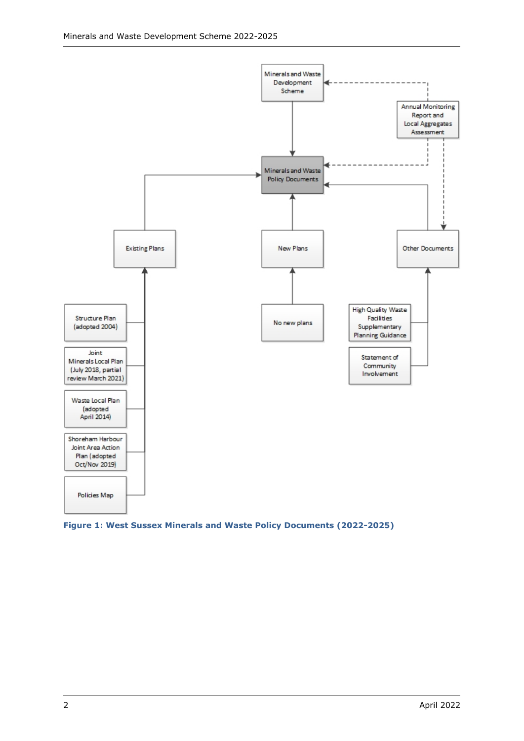Minerals and Waste Development Scheme

Annual Monitoring Report and Local Aggregates Assessment

Minerals and Waste Policy Documents

Existing Plans

New Plans

Other Documents

Structure Plan (adopted 2004)

Joint Minerals Local Plan (July 2018, partial review March 2021)

Waste Local Plan (adopted April 2014)

Shoreham Harbour Joint Area Action Plan (adopted Oct/Nov 2019)

Policies Map

No new plans

High Quality Waste Facilities Supplementary Planning Guidance

Statement of Community Involvement

**Figure 1: West Sussex Minerals and Waste Policy Documents (2022-2025)**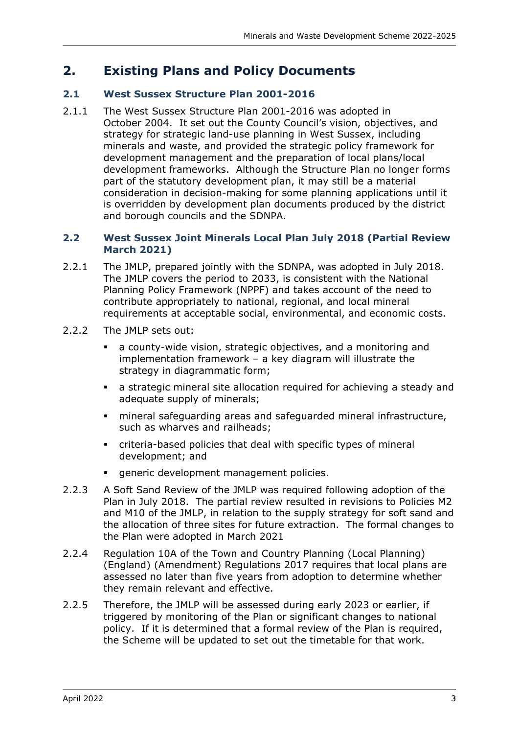## 2. Existing Plans and Policy Documents

### 2.1 West Sussex Structure Plan 2001-2016

2.1.1 The West Sussex Structure Plan 2001-2016 was adopted in October 2004. It set out the County Council's vision, objectives, and strategy for strategic land-use planning in West Sussex, including minerals and waste, and provided the strategic policy framework for development management and the preparation of local plans/local development frameworks. Although the Structure Plan no longer forms part of the statutory development plan, it may still be a material consideration in decision-making for some planning applications until it is overridden by development plan documents produced by the district and borough councils and the SDNPA.

### 2.2 West Sussex Joint Minerals Local Plan July 2018 (Partial Review March 2021)

2.2.1 The JMLP, prepared jointly with the SDNPA, was adopted in July 2018. The JMLP covers the period to 2033, is consistent with the National Planning Policy Framework (NPPF) and takes account of the need to contribute appropriately to national, regional, and local mineral requirements at acceptable social, environmental, and economic costs.

2.2.2 The JMLP sets out:

- a county-wide vision, strategic objectives, and a monitoring and implementation framework – a key diagram will illustrate the strategy in diagrammatic form;
- a strategic mineral site allocation required for achieving a steady and adequate supply of minerals;
- mineral safeguarding areas and safeguarded mineral infrastructure, such as wharves and railheads;
- criteria-based policies that deal with specific types of mineral development; and
- generic development management policies.

2.2.3 A Soft Sand Review of the JMLP was required following adoption of the Plan in July 2018. The partial review resulted in revisions to Policies M2 and M10 of the JMLP, in relation to the supply strategy for soft sand and the allocation of three sites for future extraction. The formal changes to the Plan were adopted in March 2021

2.2.4 Regulation 10A of the Town and Country Planning (Local Planning) (England) (Amendment) Regulations 2017 requires that local plans are assessed no later than five years from adoption to determine whether they remain relevant and effective.

2.2.5 Therefore, the JMLP will be assessed during early 2023 or earlier, if triggered by monitoring of the Plan or significant changes to national policy. If it is determined that a formal review of the Plan is required, the Scheme will be updated to set out the timetable for that work.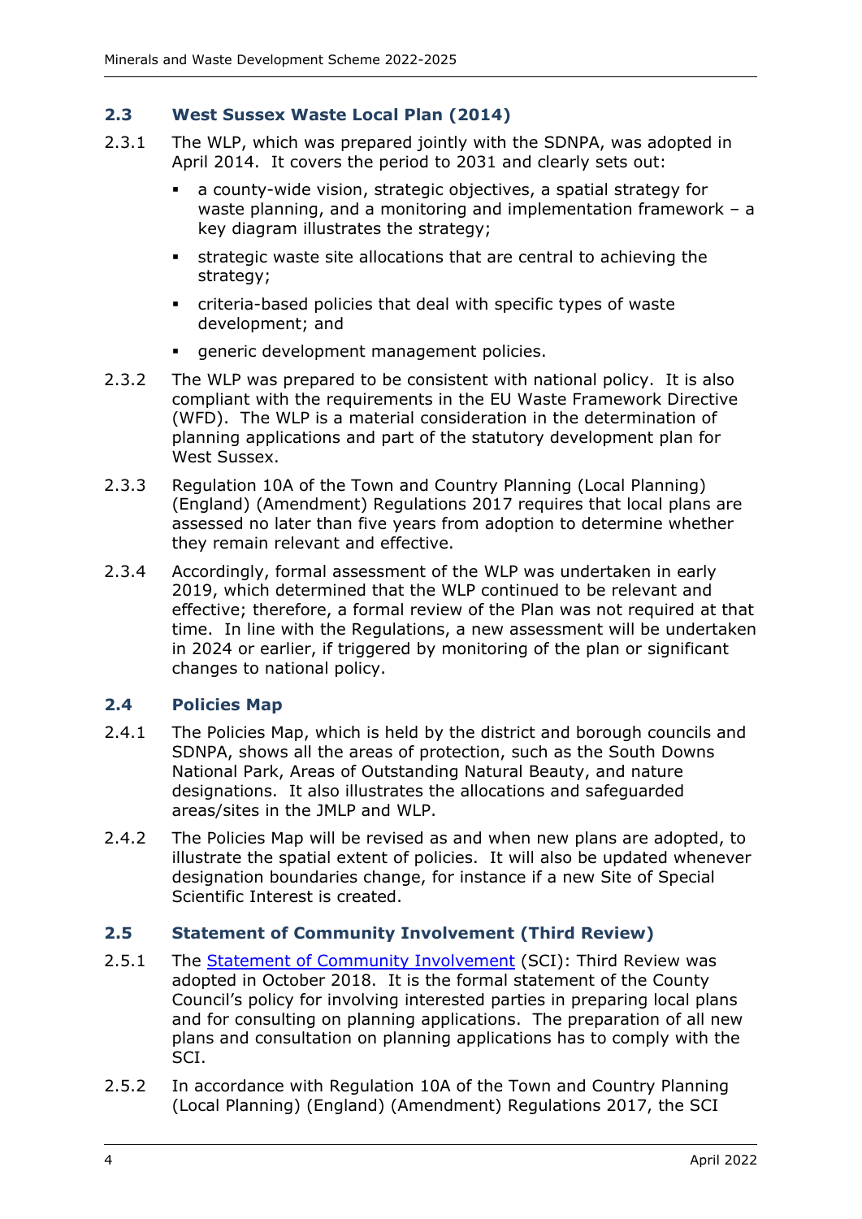## 2.3 West Sussex Waste Local Plan (2014)

2.3.1 The WLP, which was prepared jointly with the SDNPA, was adopted in April 2014. It covers the period to 2031 and clearly sets out:

- a county-wide vision, strategic objectives, a spatial strategy for waste planning, and a monitoring and implementation framework – a key diagram illustrates the strategy;
- strategic waste site allocations that are central to achieving the strategy;
- criteria-based policies that deal with specific types of waste development; and
- generic development management policies.

2.3.2 The WLP was prepared to be consistent with national policy. It is also compliant with the requirements in the EU Waste Framework Directive (WFD). The WLP is a material consideration in the determination of planning applications and part of the statutory development plan for West Sussex.

2.3.3 Regulation 10A of the Town and Country Planning (Local Planning) (England) (Amendment) Regulations 2017 requires that local plans are assessed no later than five years from adoption to determine whether they remain relevant and effective.

2.3.4 Accordingly, formal assessment of the WLP was undertaken in early 2019, which determined that the WLP continued to be relevant and effective; therefore, a formal review of the Plan was not required at that time. In line with the Regulations, a new assessment will be undertaken in 2024 or earlier, if triggered by monitoring of the plan or significant changes to national policy.

## 2.4 Policies Map

2.4.1 The Policies Map, which is held by the district and borough councils and SDNPA, shows all the areas of protection, such as the South Downs National Park, Areas of Outstanding Natural Beauty, and nature designations. It also illustrates the allocations and safeguarded areas/sites in the JMLP and WLP.

2.4.2 The Policies Map will be revised as and when new plans are adopted, to illustrate the spatial extent of policies. It will also be updated whenever designation boundaries change, for instance if a new Site of Special Scientific Interest is created.

## 2.5 Statement of Community Involvement (Third Review)

2.5.1 The Statement of Community Involvement (SCI): Third Review was adopted in October 2018. It is the formal statement of the County Council's policy for involving interested parties in preparing local plans and for consulting on planning applications. The preparation of all new plans and consultation on planning applications has to comply with the SCI.

2.5.2 In accordance with Regulation 10A of the Town and Country Planning (Local Planning) (England) (Amendment) Regulations 2017, the SCI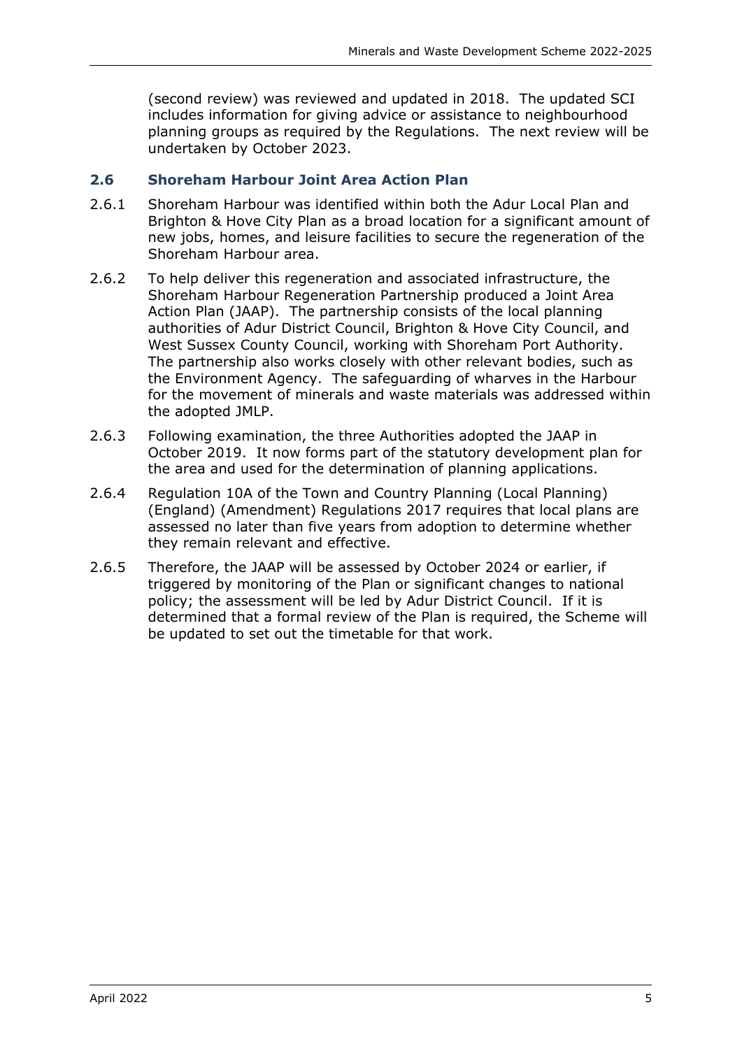(second review) was reviewed and updated in 2018. The updated SCI includes information for giving advice or assistance to neighbourhood planning groups as required by the Regulations. The next review will be undertaken by October 2023.

## 2.6 Shoreham Harbour Joint Area Action Plan

2.6.1 Shoreham Harbour was identified within both the Adur Local Plan and Brighton & Hove City Plan as a broad location for a significant amount of new jobs, homes, and leisure facilities to secure the regeneration of the Shoreham Harbour area.

2.6.2 To help deliver this regeneration and associated infrastructure, the Shoreham Harbour Regeneration Partnership produced a Joint Area Action Plan (JAAP). The partnership consists of the local planning authorities of Adur District Council, Brighton & Hove City Council, and West Sussex County Council, working with Shoreham Port Authority. The partnership also works closely with other relevant bodies, such as the Environment Agency. The safeguarding of wharves in the Harbour for the movement of minerals and waste materials was addressed within the adopted JMLP.

2.6.3 Following examination, the three Authorities adopted the JAAP in October 2019. It now forms part of the statutory development plan for the area and used for the determination of planning applications.

2.6.4 Regulation 10A of the Town and Country Planning (Local Planning) (England) (Amendment) Regulations 2017 requires that local plans are assessed no later than five years from adoption to determine whether they remain relevant and effective.

2.6.5 Therefore, the JAAP will be assessed by October 2024 or earlier, if triggered by monitoring of the Plan or significant changes to national policy; the assessment will be led by Adur District Council. If it is determined that a formal review of the Plan is required, the Scheme will be updated to set out the timetable for that work.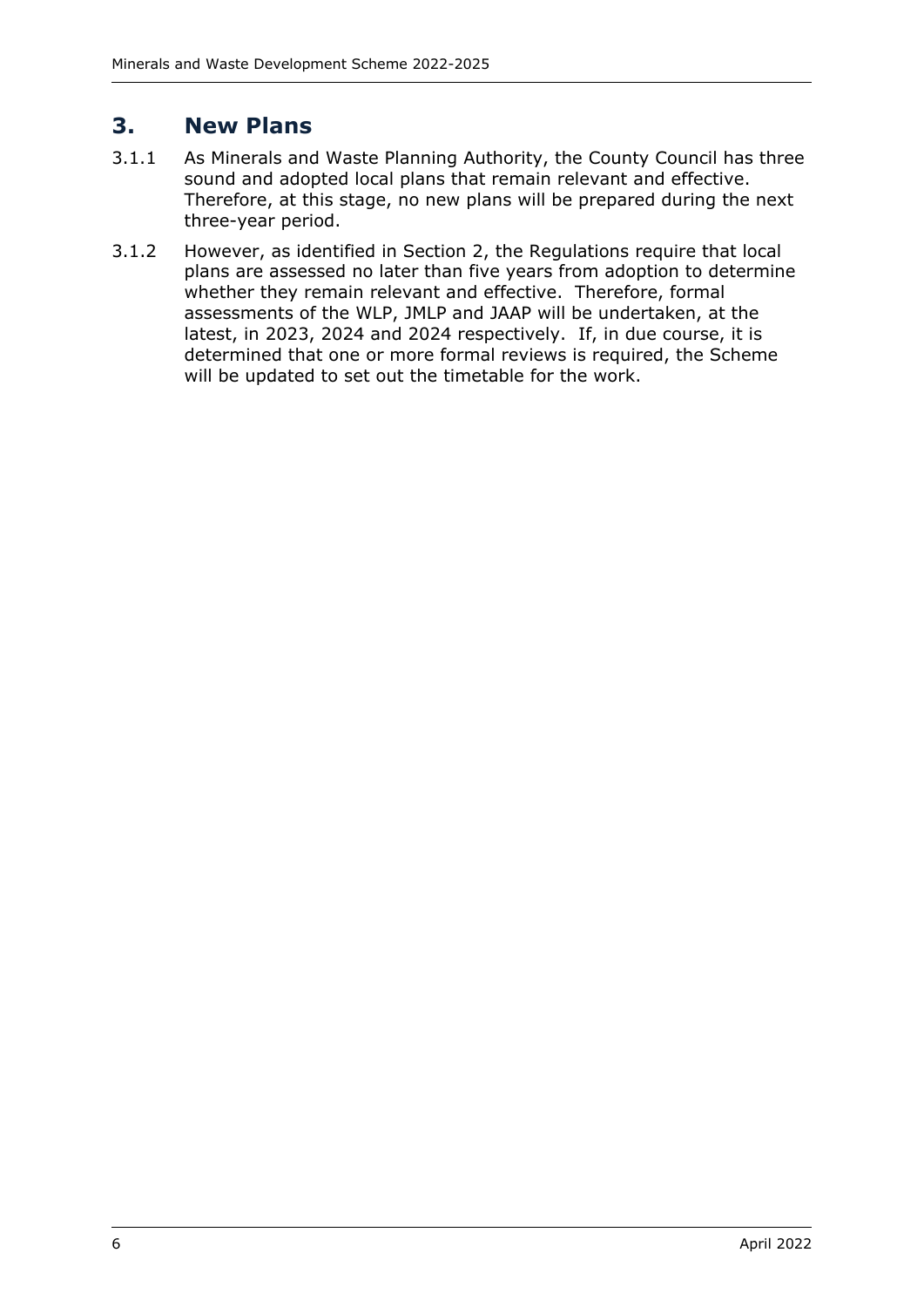# 3. New Plans

3.1.1 As Minerals and Waste Planning Authority, the County Council has three sound and adopted local plans that remain relevant and effective. Therefore, at this stage, no new plans will be prepared during the next three-year period.

3.1.2 However, as identified in Section 2, the Regulations require that local plans are assessed no later than five years from adoption to determine whether they remain relevant and effective. Therefore, formal assessments of the WLP, JMLP and JAAP will be undertaken, at the latest, in 2023, 2024 and 2024 respectively. If, in due course, it is determined that one or more formal reviews is required, the Scheme will be updated to set out the timetable for the work.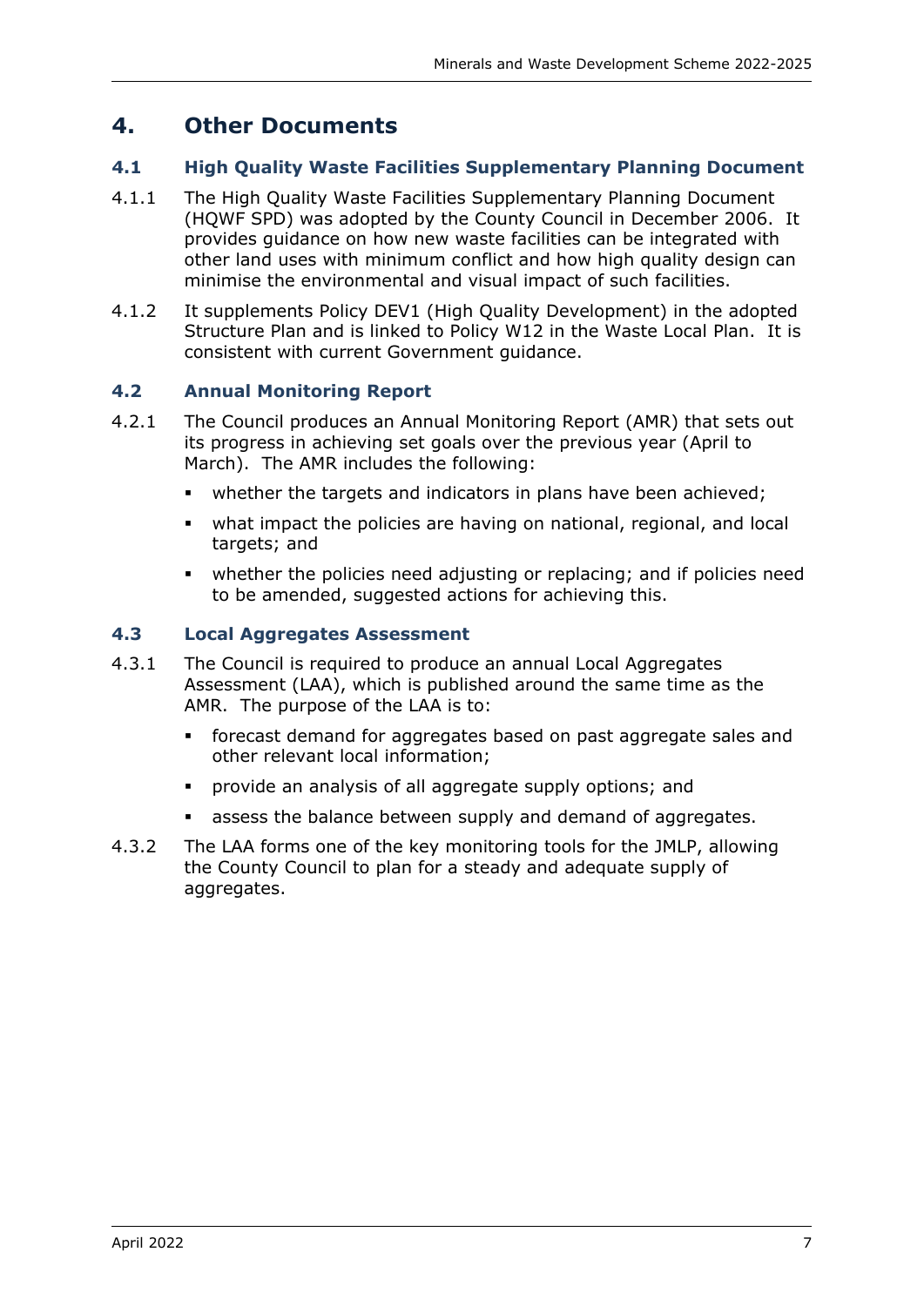# 4. Other Documents

## 4.1 High Quality Waste Facilities Supplementary Planning Document

4.1.1 The High Quality Waste Facilities Supplementary Planning Document (HQWF SPD) was adopted by the County Council in December 2006. It provides guidance on how new waste facilities can be integrated with other land uses with minimum conflict and how high quality design can minimise the environmental and visual impact of such facilities.

4.1.2 It supplements Policy DEV1 (High Quality Development) in the adopted Structure Plan and is linked to Policy W12 in the Waste Local Plan. It is consistent with current Government guidance.

## 4.2 Annual Monitoring Report

4.2.1 The Council produces an Annual Monitoring Report (AMR) that sets out its progress in achieving set goals over the previous year (April to March). The AMR includes the following:

- whether the targets and indicators in plans have been achieved;
- what impact the policies are having on national, regional, and local targets; and
- whether the policies need adjusting or replacing; and if policies need to be amended, suggested actions for achieving this.

## 4.3 Local Aggregates Assessment

4.3.1 The Council is required to produce an annual Local Aggregates Assessment (LAA), which is published around the same time as the AMR. The purpose of the LAA is to:

- forecast demand for aggregates based on past aggregate sales and other relevant local information;
- provide an analysis of all aggregate supply options; and
- assess the balance between supply and demand of aggregates.

4.3.2 The LAA forms one of the key monitoring tools for the JMLP, allowing the County Council to plan for a steady and adequate supply of aggregates.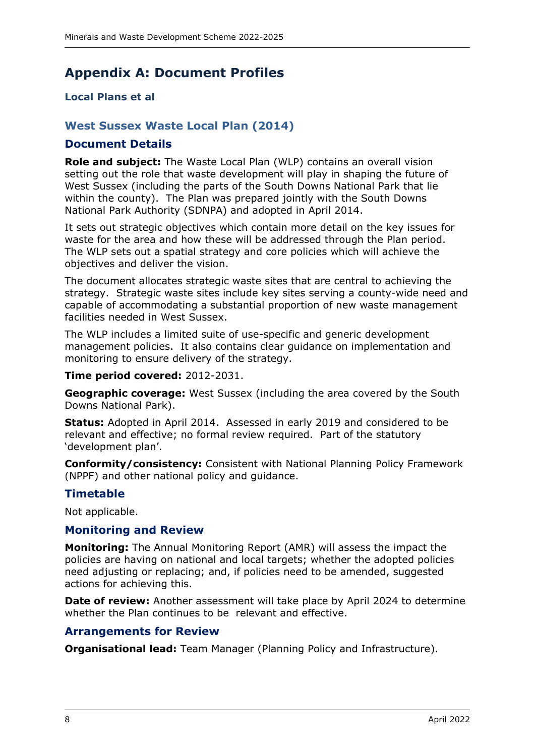# Appendix A: Document Profiles

### Local Plans et al

## West Sussex Waste Local Plan (2014)

### Document Details

**Role and subject:** The Waste Local Plan (WLP) contains an overall vision setting out the role that waste development will play in shaping the future of West Sussex (including the parts of the South Downs National Park that lie within the county). The Plan was prepared jointly with the South Downs National Park Authority (SDNPA) and adopted in April 2014.

It sets out strategic objectives which contain more detail on the key issues for waste for the area and how these will be addressed through the Plan period. The WLP sets out a spatial strategy and core policies which will achieve the objectives and deliver the vision.

The document allocates strategic waste sites that are central to achieving the strategy. Strategic waste sites include key sites serving a county-wide need and capable of accommodating a substantial proportion of new waste management facilities needed in West Sussex.

The WLP includes a limited suite of use-specific and generic development management policies. It also contains clear guidance on implementation and monitoring to ensure delivery of the strategy.

**Time period covered:** 2012-2031.

**Geographic coverage:** West Sussex (including the area covered by the South Downs National Park).

**Status:** Adopted in April 2014. Assessed in early 2019 and considered to be relevant and effective; no formal review required. Part of the statutory 'development plan'.

**Conformity/consistency:** Consistent with National Planning Policy Framework (NPPF) and other national policy and guidance.

### Timetable

Not applicable.

### Monitoring and Review

**Monitoring:** The Annual Monitoring Report (AMR) will assess the impact the policies are having on national and local targets; whether the adopted policies need adjusting or replacing; and, if policies need to be amended, suggested actions for achieving this.

**Date of review:** Another assessment will take place by April 2024 to determine whether the Plan continues to be relevant and effective.

### Arrangements for Review

**Organisational lead:** Team Manager (Planning Policy and Infrastructure).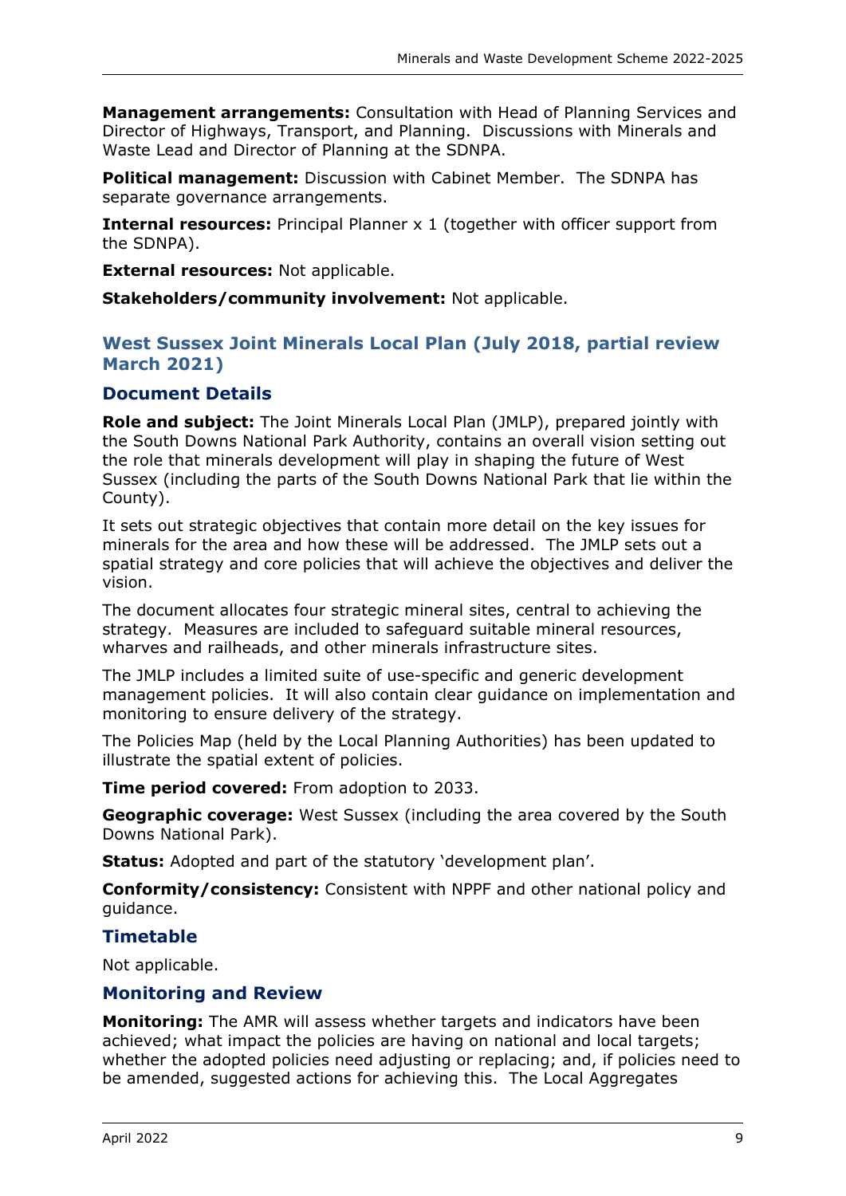**Management arrangements:** Consultation with Head of Planning Services and Director of Highways, Transport, and Planning. Discussions with Minerals and Waste Lead and Director of Planning at the SDNPA.

**Political management:** Discussion with Cabinet Member. The SDNPA has separate governance arrangements.

**Internal resources:** Principal Planner x 1 (together with officer support from the SDNPA).

**External resources:** Not applicable.

**Stakeholders/community involvement:** Not applicable.

## West Sussex Joint Minerals Local Plan (July 2018, partial review March 2021)

### Document Details

**Role and subject:** The Joint Minerals Local Plan (JMLP), prepared jointly with the South Downs National Park Authority, contains an overall vision setting out the role that minerals development will play in shaping the future of West Sussex (including the parts of the South Downs National Park that lie within the County).

It sets out strategic objectives that contain more detail on the key issues for minerals for the area and how these will be addressed. The JMLP sets out a spatial strategy and core policies that will achieve the objectives and deliver the vision.

The document allocates four strategic mineral sites, central to achieving the strategy. Measures are included to safeguard suitable mineral resources, wharves and railheads, and other minerals infrastructure sites.

The JMLP includes a limited suite of use-specific and generic development management policies. It will also contain clear guidance on implementation and monitoring to ensure delivery of the strategy.

The Policies Map (held by the Local Planning Authorities) has been updated to illustrate the spatial extent of policies.

**Time period covered:** From adoption to 2033.

**Geographic coverage:** West Sussex (including the area covered by the South Downs National Park).

**Status:** Adopted and part of the statutory 'development plan'.

**Conformity/consistency:** Consistent with NPPF and other national policy and guidance.

### Timetable

Not applicable.

### Monitoring and Review

**Monitoring:** The AMR will assess whether targets and indicators have been achieved; what impact the policies are having on national and local targets; whether the adopted policies need adjusting or replacing; and, if policies need to be amended, suggested actions for achieving this. The Local Aggregates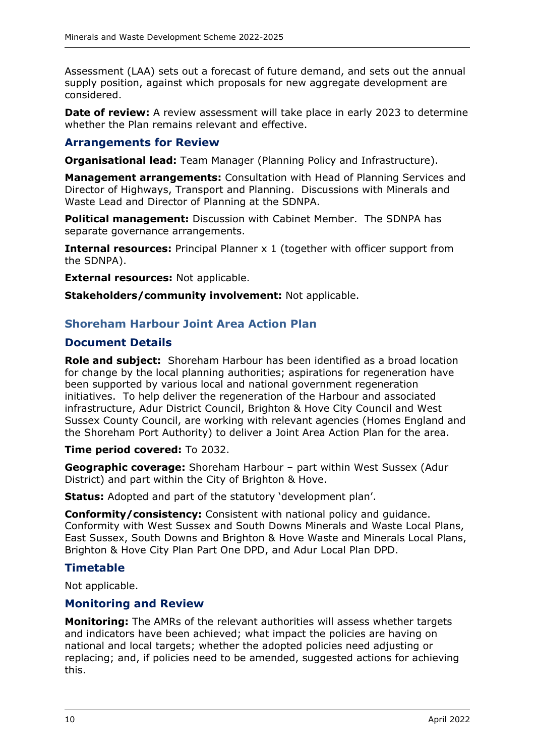Assessment (LAA) sets out a forecast of future demand, and sets out the annual supply position, against which proposals for new aggregate development are considered.

**Date of review:** A review assessment will take place in early 2023 to determine whether the Plan remains relevant and effective.

### Arrangements for Review

**Organisational lead:** Team Manager (Planning Policy and Infrastructure).

**Management arrangements:** Consultation with Head of Planning Services and Director of Highways, Transport and Planning. Discussions with Minerals and Waste Lead and Director of Planning at the SDNPA.

**Political management:** Discussion with Cabinet Member. The SDNPA has separate governance arrangements.

**Internal resources:** Principal Planner x 1 (together with officer support from the SDNPA).

**External resources:** Not applicable.

**Stakeholders/community involvement:** Not applicable.

## Shoreham Harbour Joint Area Action Plan

### Document Details

**Role and subject:** Shoreham Harbour has been identified as a broad location for change by the local planning authorities; aspirations for regeneration have been supported by various local and national government regeneration initiatives. To help deliver the regeneration of the Harbour and associated infrastructure, Adur District Council, Brighton & Hove City Council and West Sussex County Council, are working with relevant agencies (Homes England and the Shoreham Port Authority) to deliver a Joint Area Action Plan for the area.

**Time period covered:** To 2032.

**Geographic coverage:** Shoreham Harbour – part within West Sussex (Adur District) and part within the City of Brighton & Hove.

**Status:** Adopted and part of the statutory 'development plan'.

**Conformity/consistency:** Consistent with national policy and guidance. Conformity with West Sussex and South Downs Minerals and Waste Local Plans, East Sussex, South Downs and Brighton & Hove Waste and Minerals Local Plans, Brighton & Hove City Plan Part One DPD, and Adur Local Plan DPD.

### Timetable

Not applicable.

### Monitoring and Review

**Monitoring:** The AMRs of the relevant authorities will assess whether targets and indicators have been achieved; what impact the policies are having on national and local targets; whether the adopted policies need adjusting or replacing; and, if policies need to be amended, suggested actions for achieving this.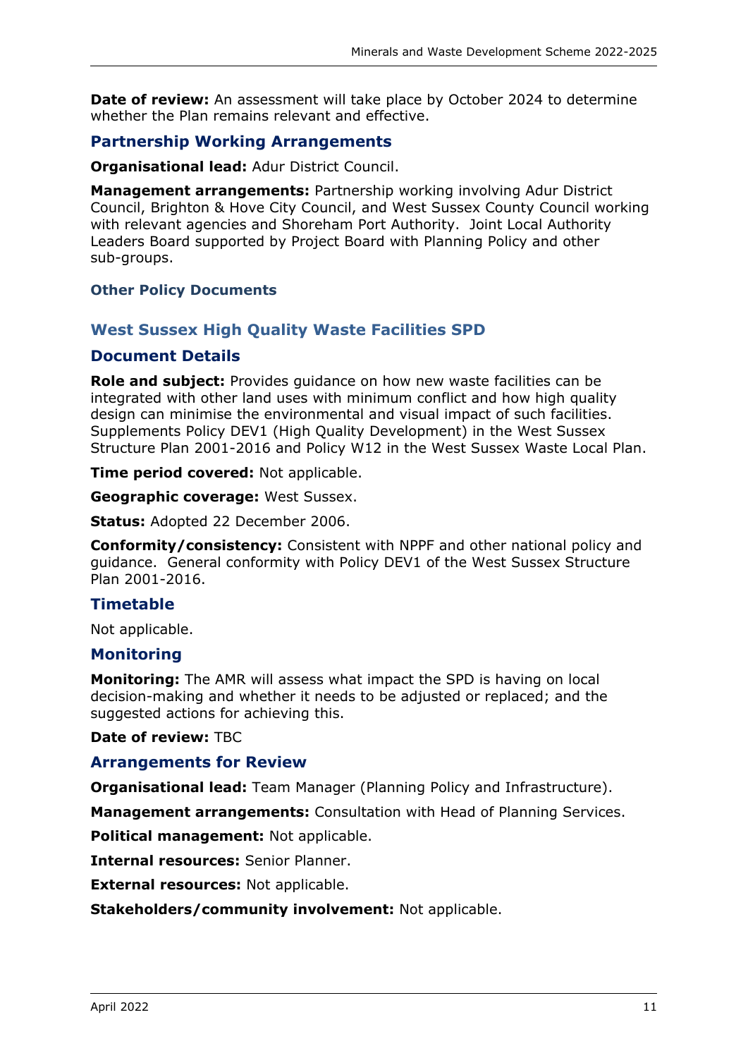**Date of review:** An assessment will take place by October 2024 to determine whether the Plan remains relevant and effective.

### Partnership Working Arrangements

**Organisational lead:** Adur District Council.

**Management arrangements:** Partnership working involving Adur District Council, Brighton & Hove City Council, and West Sussex County Council working with relevant agencies and Shoreham Port Authority. Joint Local Authority Leaders Board supported by Project Board with Planning Policy and other sub-groups.

## Other Policy Documents

## West Sussex High Quality Waste Facilities SPD

### Document Details

**Role and subject:** Provides guidance on how new waste facilities can be integrated with other land uses with minimum conflict and how high quality design can minimise the environmental and visual impact of such facilities. Supplements Policy DEV1 (High Quality Development) in the West Sussex Structure Plan 2001-2016 and Policy W12 in the West Sussex Waste Local Plan.

**Time period covered:** Not applicable.

**Geographic coverage:** West Sussex.

**Status:** Adopted 22 December 2006.

**Conformity/consistency:** Consistent with NPPF and other national policy and guidance. General conformity with Policy DEV1 of the West Sussex Structure Plan 2001-2016.

### Timetable

Not applicable.

### Monitoring

**Monitoring:** The AMR will assess what impact the SPD is having on local decision-making and whether it needs to be adjusted or replaced; and the suggested actions for achieving this.

**Date of review:** TBC

### Arrangements for Review

**Organisational lead:** Team Manager (Planning Policy and Infrastructure).

**Management arrangements:** Consultation with Head of Planning Services.

**Political management:** Not applicable.

**Internal resources:** Senior Planner.

**External resources:** Not applicable.

**Stakeholders/community involvement:** Not applicable.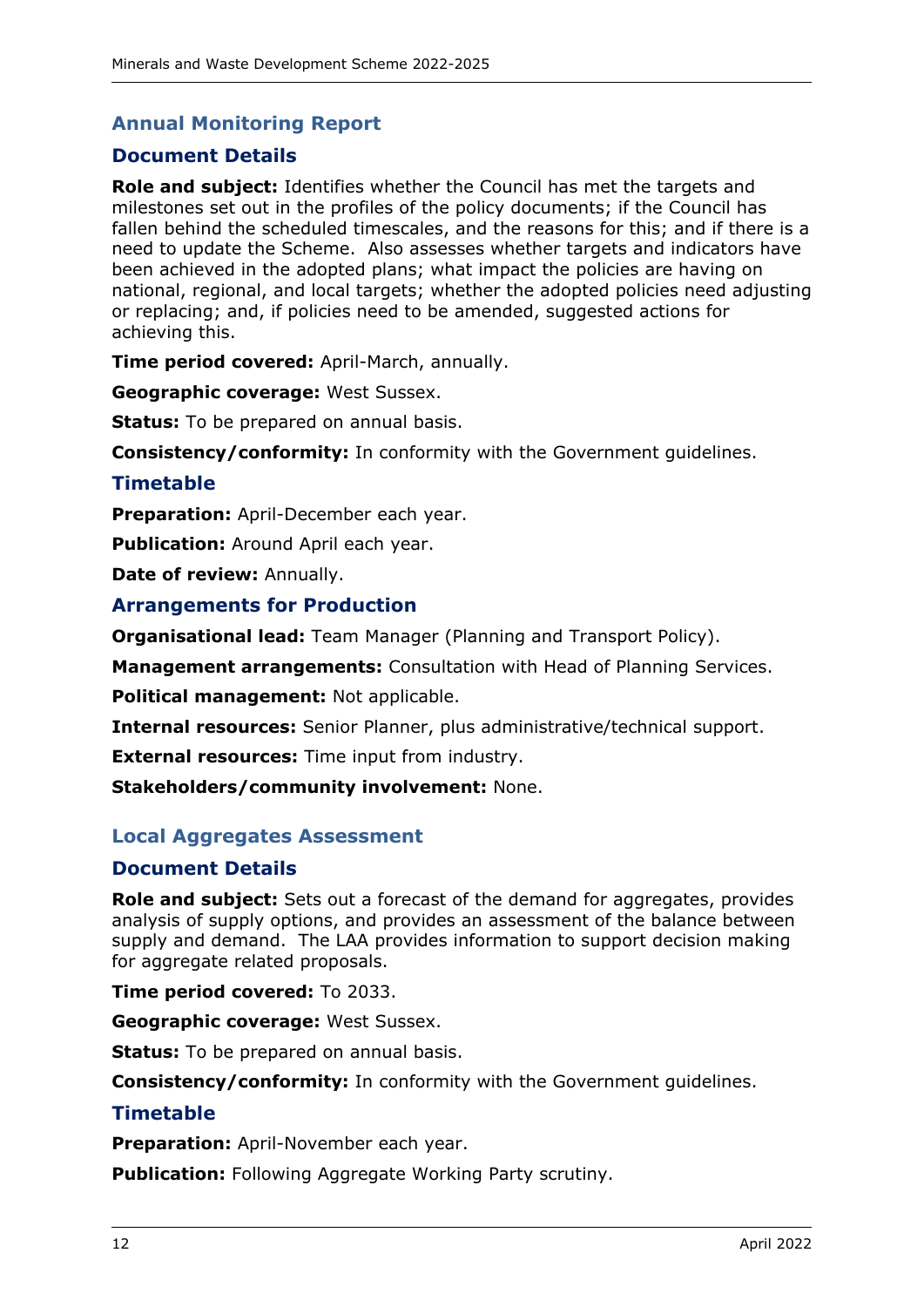## Annual Monitoring Report

### Document Details

**Role and subject:** Identifies whether the Council has met the targets and milestones set out in the profiles of the policy documents; if the Council has fallen behind the scheduled timescales, and the reasons for this; and if there is a need to update the Scheme. Also assesses whether targets and indicators have been achieved in the adopted plans; what impact the policies are having on national, regional, and local targets; whether the adopted policies need adjusting or replacing; and, if policies need to be amended, suggested actions for achieving this.

**Time period covered:** April-March, annually.

**Geographic coverage:** West Sussex.

**Status:** To be prepared on annual basis.

**Consistency/conformity:** In conformity with the Government guidelines.

### Timetable

**Preparation:** April-December each year.

**Publication:** Around April each year.

**Date of review:** Annually.

### Arrangements for Production

**Organisational lead:** Team Manager (Planning and Transport Policy).

**Management arrangements:** Consultation with Head of Planning Services.

**Political management:** Not applicable.

**Internal resources:** Senior Planner, plus administrative/technical support.

**External resources:** Time input from industry.

**Stakeholders/community involvement:** None.

## Local Aggregates Assessment

### Document Details

**Role and subject:** Sets out a forecast of the demand for aggregates, provides analysis of supply options, and provides an assessment of the balance between supply and demand. The LAA provides information to support decision making for aggregate related proposals.

**Time period covered:** To 2033.

**Geographic coverage:** West Sussex.

**Status:** To be prepared on annual basis.

**Consistency/conformity:** In conformity with the Government guidelines.

### Timetable

**Preparation:** April-November each year.

**Publication:** Following Aggregate Working Party scrutiny.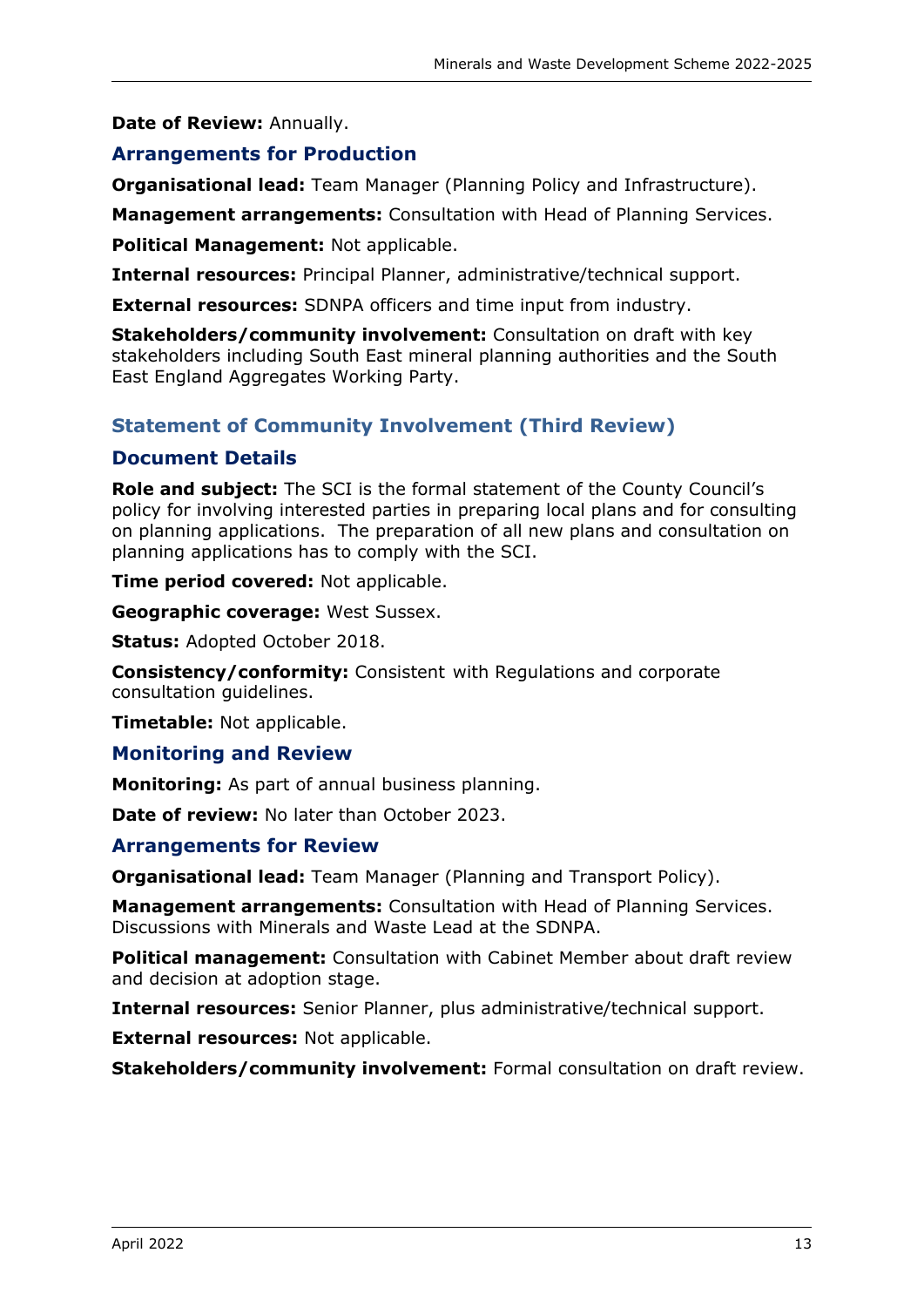**Date of Review:** Annually.

### Arrangements for Production

**Organisational lead:** Team Manager (Planning Policy and Infrastructure).

**Management arrangements:** Consultation with Head of Planning Services.

**Political Management:** Not applicable.

**Internal resources:** Principal Planner, administrative/technical support.

**External resources:** SDNPA officers and time input from industry.

**Stakeholders/community involvement:** Consultation on draft with key stakeholders including South East mineral planning authorities and the South East England Aggregates Working Party.

## Statement of Community Involvement (Third Review)

### Document Details

**Role and subject:** The SCI is the formal statement of the County Council's policy for involving interested parties in preparing local plans and for consulting on planning applications. The preparation of all new plans and consultation on planning applications has to comply with the SCI.

**Time period covered:** Not applicable.

**Geographic coverage:** West Sussex.

**Status:** Adopted October 2018.

**Consistency/conformity:** Consistent with Regulations and corporate consultation guidelines.

**Timetable:** Not applicable.

### Monitoring and Review

**Monitoring:** As part of annual business planning.

**Date of review:** No later than October 2023.

### Arrangements for Review

**Organisational lead:** Team Manager (Planning and Transport Policy).

**Management arrangements:** Consultation with Head of Planning Services. Discussions with Minerals and Waste Lead at the SDNPA.

**Political management:** Consultation with Cabinet Member about draft review and decision at adoption stage.

**Internal resources:** Senior Planner, plus administrative/technical support.

**External resources:** Not applicable.

**Stakeholders/community involvement:** Formal consultation on draft review.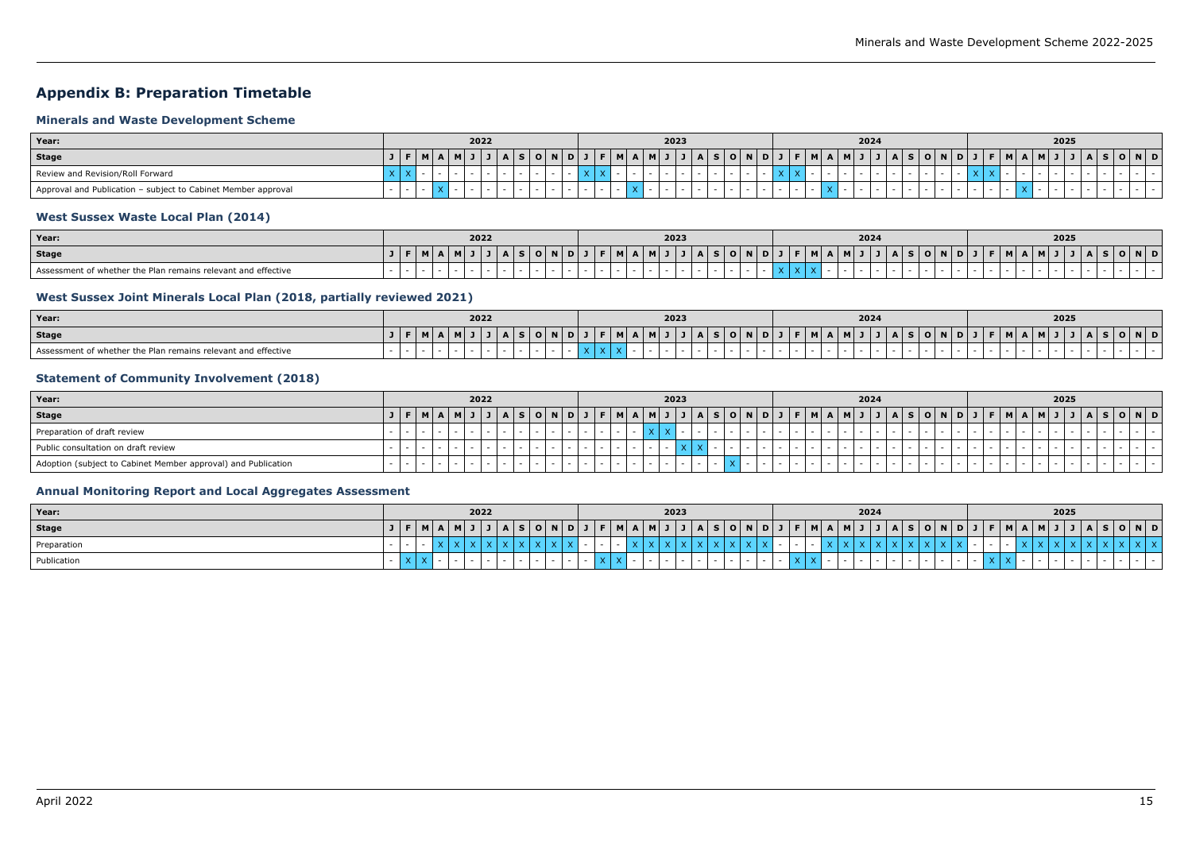## Appendix B: Preparation Timetable

### Minerals and Waste Development Scheme

| Year: | 2022 | | | | | | | | | | | | 2023 | | | | | | | | | | | | 2024 | | | | | | | | | | | | 2025 | | | | | | | | | | | |
|---|---|---|---|---|---|---|---|---|---|---|---|---|---|---|---|---|---|---|---|---|---|---|---|---|---|---|---|---|---|---|---|---|---|---|---|---|---|---|---|---|---|---|---|---|---|---|---|---|
| **Stage** | J | F | M | A | M | J | J | A | S | O | N | D | J | F | M | A | M | J | J | A | S | O | N | D | J | F | M | A | M | J | J | A | S | O | N | D | J | F | M | A | M | J | J | A | S | O | N | D |
| Review and Revision/Roll Forward | X | X | - | - | - | - | - | - | - | - | - | - | X | X | - | - | - | - | - | - | - | - | - | - | X | X | - | - | - | - | - | - | - | - | - | - | X | X | - | - | - | - | - | - | - | - | - | - |
| Approval and Publication – subject to Cabinet Member approval | - | - | - | X | - | - | - | - | - | - | - | - | - | - | - | X | - | - | - | - | - | - | - | - | - | - | - | X | - | - | - | - | - | - | - | - | - | - | - | X | - | - | - | - | - | - | - | - |

### West Sussex Waste Local Plan (2014)

| Year: | 2022 | | | | | | | | | | | | 2023 | | | | | | | | | | | | 2024 | | | | | | | | | | | | 2025 | | | | | | | | | | | |
|---|---|---|---|---|---|---|---|---|---|---|---|---|---|---|---|---|---|---|---|---|---|---|---|---|---|---|---|---|---|---|---|---|---|---|---|---|---|---|---|---|---|---|---|---|---|---|---|---|
| **Stage** | J | F | M | A | M | J | J | A | S | O | N | D | J | F | M | A | M | J | J | A | S | O | N | D | J | F | M | A | M | J | J | A | S | O | N | D | J | F | M | A | M | J | J | A | S | O | N | D |
| Assessment of whether the Plan remains relevant and effective | - | - | - | - | - | - | - | - | - | - | - | - | - | - | - | - | - | - | - | - | - | - | - | - | X | X | X | - | - | - | - | - | - | - | - | - | - | - | - | - | - | - | - | - | - | - | - | - |

### West Sussex Joint Minerals Local Plan (2018, partially reviewed 2021)

| Year: | 2022 | | | | | | | | | | | | 2023 | | | | | | | | | | | | 2024 | | | | | | | | | | | | 2025 | | | | | | | | | | | |
|---|---|---|---|---|---|---|---|---|---|---|---|---|---|---|---|---|---|---|---|---|---|---|---|---|---|---|---|---|---|---|---|---|---|---|---|---|---|---|---|---|---|---|---|---|---|---|---|---|
| **Stage** | J | F | M | A | M | J | J | A | S | O | N | D | J | F | M | A | M | J | J | A | S | O | N | D | J | F | M | A | M | J | J | A | S | O | N | D | J | F | M | A | M | J | J | A | S | O | N | D |
| Assessment of whether the Plan remains relevant and effective | - | - | - | - | - | - | - | - | - | - | - | - | X | X | X | - | - | - | - | - | - | - | - | - | - | - | - | - | - | - | - | - | - | - | - | - | - | - | - | - | - | - | - | - | - | - | - | - |

### Statement of Community Involvement (2018)

| Year: | 2022 | | | | | | | | | | | | 2023 | | | | | | | | | | | | 2024 | | | | | | | | | | | | 2025 | | | | | | | | | | | |
|---|---|---|---|---|---|---|---|---|---|---|---|---|---|---|---|---|---|---|---|---|---|---|---|---|---|---|---|---|---|---|---|---|---|---|---|---|---|---|---|---|---|---|---|---|---|---|---|---|
| **Stage** | J | F | M | A | M | J | J | A | S | O | N | D | J | F | M | A | M | J | J | A | S | O | N | D | J | F | M | A | M | J | J | A | S | O | N | D | J | F | M | A | M | J | J | A | S | O | N | D |
| Preparation of draft review | - | - | - | - | - | - | - | - | - | - | - | - | - | - | - | - | X | X | - | - | - | - | - | - | - | - | - | - | - | - | - | - | - | - | - | - | - | - | - | - | - | - | - | - | - | - | - | - |
| Public consultation on draft review | - | - | - | - | - | - | - | - | - | - | - | - | - | - | - | - | - | - | X | X | - | - | - | - | - | - | - | - | - | - | - | - | - | - | - | - | - | - | - | - | - | - | - | - | - | - | - | - |
| Adoption (subject to Cabinet Member approval) and Publication | - | - | - | - | - | - | - | - | - | - | - | - | - | - | - | - | - | - | - | - | - | X | - | - | - | - | - | - | - | - | - | - | - | - | - | - | - | - | - | - | - | - | - | - | - | - | - | - |

### Annual Monitoring Report and Local Aggregates Assessment

| Year: | 2022 | | | | | | | | | | | | 2023 | | | | | | | | | | | | 2024 | | | | | | | | | | | | 2025 | | | | | | | | | | | |
|---|---|---|---|---|---|---|---|---|---|---|---|---|---|---|---|---|---|---|---|---|---|---|---|---|---|---|---|---|---|---|---|---|---|---|---|---|---|---|---|---|---|---|---|---|---|---|---|---|
| **Stage** | J | F | M | A | M | J | J | A | S | O | N | D | J | F | M | A | M | J | J | A | S | O | N | D | J | F | M | A | M | J | J | A | S | O | N | D | J | F | M | A | M | J | J | A | S | O | N | D |
| Preparation | - | - | - | X | X | X | X | X | X | X | X | X | - | - | - | X | X | X | X | X | X | X | X | X | - | - | - | X | X | X | X | X | X | X | X | X | - | - | - | X | X | X | X | X | X | X | X | X |
| Publication | - | X | X | - | - | - | - | - | - | - | - | - | - | X | X | - | - | - | - | - | - | - | - | - | - | X | X | - | - | - | - | - | - | - | - | - | - | X | X | - | - | - | - | - | - | - | - | - |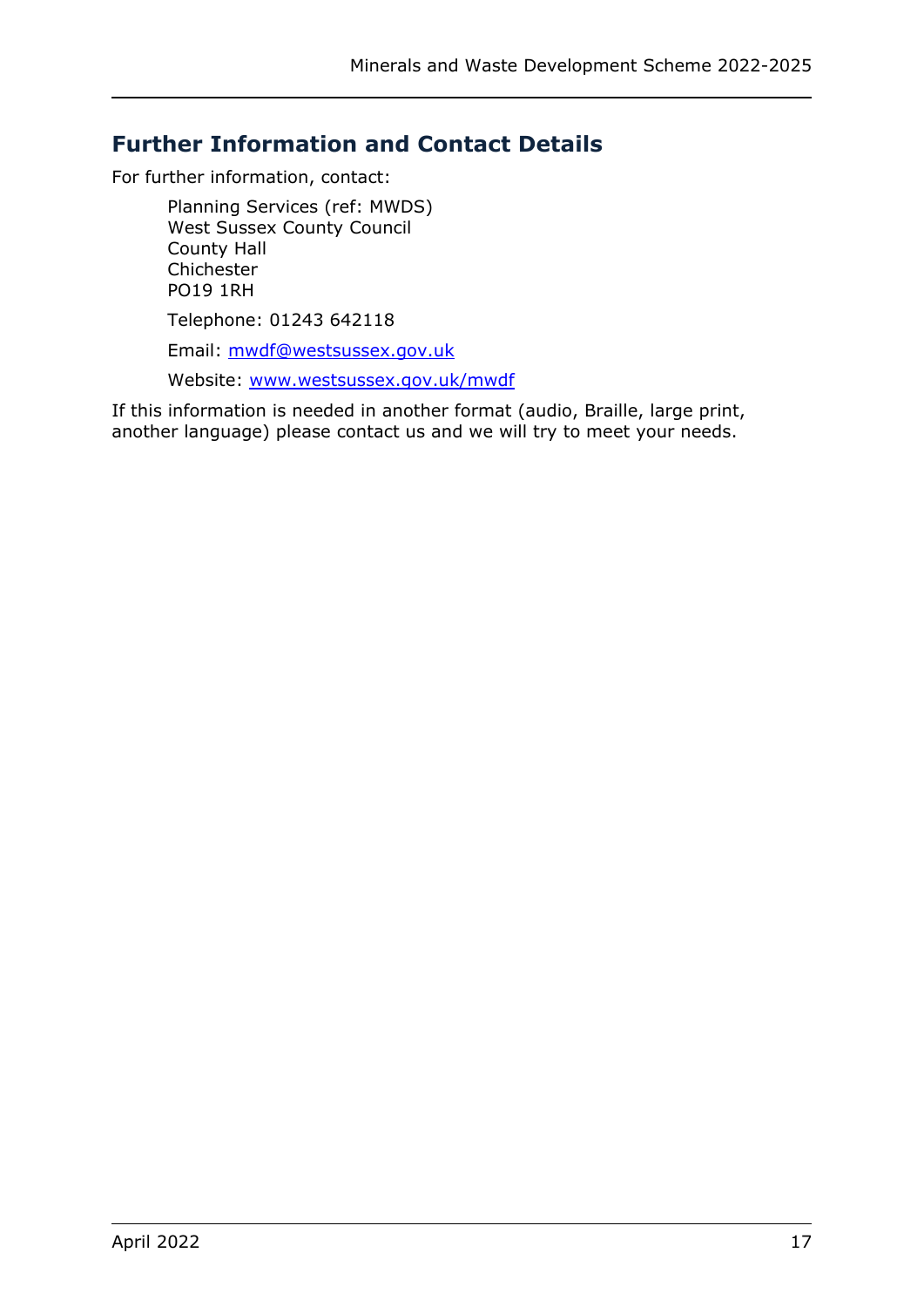## Further Information and Contact Details

For further information, contact:

Planning Services (ref: MWDS)
West Sussex County Council
County Hall
Chichester
PO19 1RH

Telephone: 01243 642118

Email: [mwdf@westsussex.gov.uk](mailto:mwdf@westsussex.gov.uk)

Website: [www.westsussex.gov.uk/mwdf](http://www.westsussex.gov.uk/mwdf)

If this information is needed in another format (audio, Braille, large print, another language) please contact us and we will try to meet your needs.